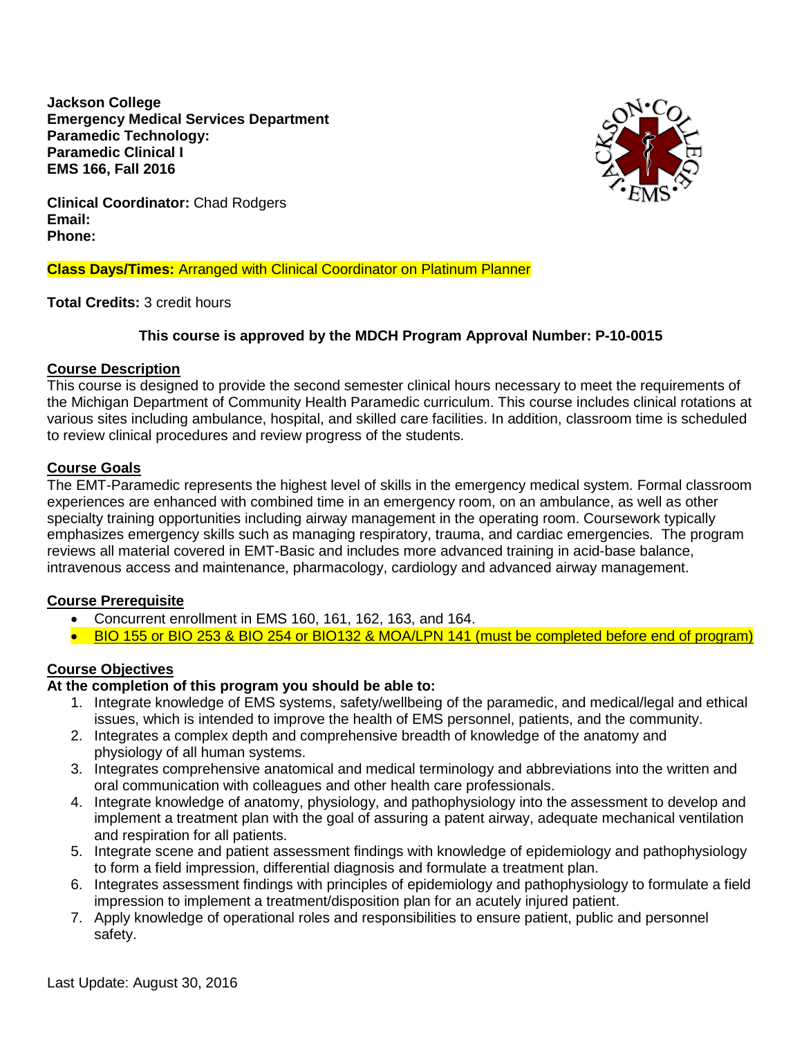**Jackson College**
**Emergency Medical Services Department**
**Paramedic Technology:**
**Paramedic Clinical I**
**EMS 166, Fall 2016**

**Clinical Coordinator:** Chad Rodgers
**Email:**
**Phone:**

**Class Days/Times:** Arranged with Clinical Coordinator on Platinum Planner

**Total Credits:** 3 credit hours

**This course is approved by the MDCH Program Approval Number: P-10-0015**

## Course Description

This course is designed to provide the second semester clinical hours necessary to meet the requirements of the Michigan Department of Community Health Paramedic curriculum. This course includes clinical rotations at various sites including ambulance, hospital, and skilled care facilities. In addition, classroom time is scheduled to review clinical procedures and review progress of the students.

## Course Goals

The EMT-Paramedic represents the highest level of skills in the emergency medical system. Formal classroom experiences are enhanced with combined time in an emergency room, on an ambulance, as well as other specialty training opportunities including airway management in the operating room. Coursework typically emphasizes emergency skills such as managing respiratory, trauma, and cardiac emergencies. The program reviews all material covered in EMT-Basic and includes more advanced training in acid-base balance, intravenous access and maintenance, pharmacology, cardiology and advanced airway management.

## Course Prerequisite

- Concurrent enrollment in EMS 160, 161, 162, 163, and 164.
- BIO 155 or BIO 253 & BIO 254 or BIO132 & MOA/LPN 141 (must be completed before end of program)

## Course Objectives

**At the completion of this program you should be able to:**

1. Integrate knowledge of EMS systems, safety/wellbeing of the paramedic, and medical/legal and ethical issues, which is intended to improve the health of EMS personnel, patients, and the community.
2. Integrates a complex depth and comprehensive breadth of knowledge of the anatomy and physiology of all human systems.
3. Integrates comprehensive anatomical and medical terminology and abbreviations into the written and oral communication with colleagues and other health care professionals.
4. Integrate knowledge of anatomy, physiology, and pathophysiology into the assessment to develop and implement a treatment plan with the goal of assuring a patent airway, adequate mechanical ventilation and respiration for all patients.
5. Integrate scene and patient assessment findings with knowledge of epidemiology and pathophysiology to form a field impression, differential diagnosis and formulate a treatment plan.
6. Integrates assessment findings with principles of epidemiology and pathophysiology to formulate a field impression to implement a treatment/disposition plan for an acutely injured patient.
7. Apply knowledge of operational roles and responsibilities to ensure patient, public and personnel safety.

Last Update: August 30, 2016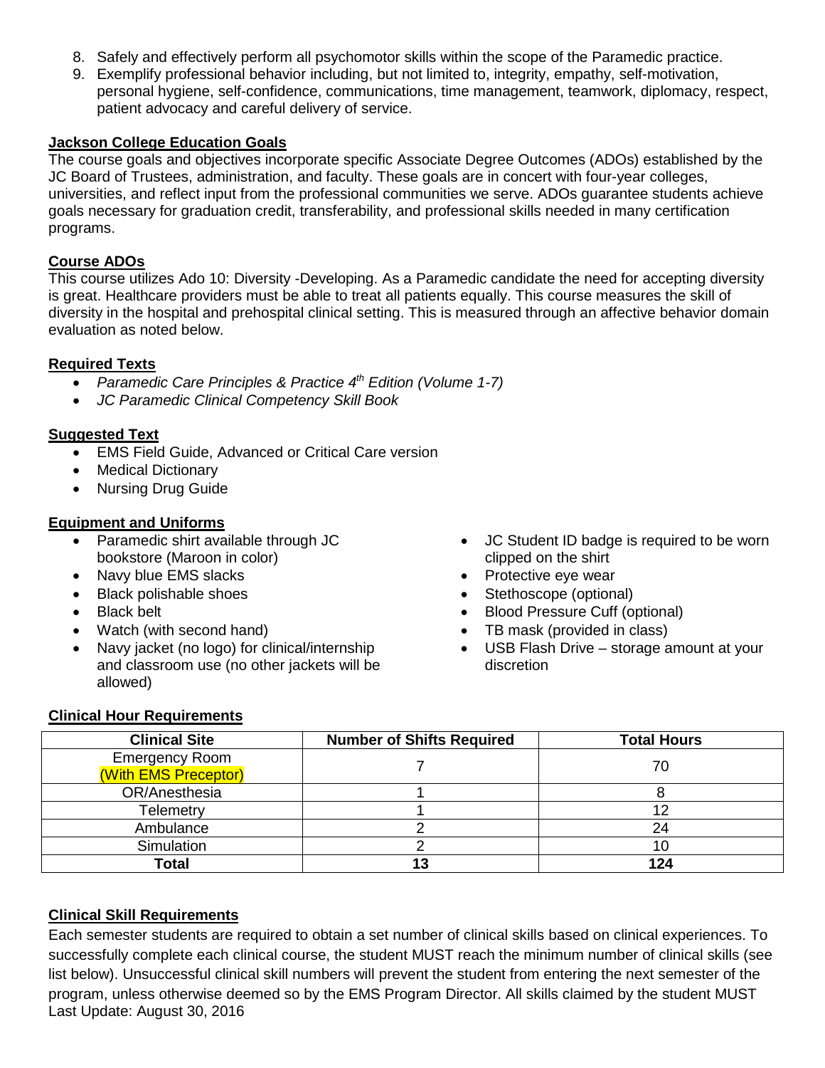8. Safely and effectively perform all psychomotor skills within the scope of the Paramedic practice.
9. Exemplify professional behavior including, but not limited to, integrity, empathy, self-motivation, personal hygiene, self-confidence, communications, time management, teamwork, diplomacy, respect, patient advocacy and careful delivery of service.

**Jackson College Education Goals**

The course goals and objectives incorporate specific Associate Degree Outcomes (ADOs) established by the JC Board of Trustees, administration, and faculty. These goals are in concert with four-year colleges, universities, and reflect input from the professional communities we serve. ADOs guarantee students achieve goals necessary for graduation credit, transferability, and professional skills needed in many certification programs.

**Course ADOs**

This course utilizes Ado 10: Diversity -Developing. As a Paramedic candidate the need for accepting diversity is great. Healthcare providers must be able to treat all patients equally. This course measures the skill of diversity in the hospital and prehospital clinical setting. This is measured through an affective behavior domain evaluation as noted below.

**Required Texts**

- *Paramedic Care Principles & Practice 4th Edition (Volume 1-7)*
- *JC Paramedic Clinical Competency Skill Book*

**Suggested Text**

- EMS Field Guide, Advanced or Critical Care version
- Medical Dictionary
- Nursing Drug Guide

**Equipment and Uniforms**

- Paramedic shirt available through JC bookstore (Maroon in color)
- Navy blue EMS slacks
- Black polishable shoes
- Black belt
- Watch (with second hand)
- Navy jacket (no logo) for clinical/internship and classroom use (no other jackets will be allowed)
- JC Student ID badge is required to be worn clipped on the shirt
- Protective eye wear
- Stethoscope (optional)
- Blood Pressure Cuff (optional)
- TB mask (provided in class)
- USB Flash Drive – storage amount at your discretion

**Clinical Hour Requirements**

| Clinical Site | Number of Shifts Required | Total Hours |
|---|---|---|
| Emergency Room (With EMS Preceptor) | 7 | 70 |
| OR/Anesthesia | 1 | 8 |
| Telemetry | 1 | 12 |
| Ambulance | 2 | 24 |
| Simulation | 2 | 10 |
| **Total** | **13** | **124** |

**Clinical Skill Requirements**

Each semester students are required to obtain a set number of clinical skills based on clinical experiences. To successfully complete each clinical course, the student MUST reach the minimum number of clinical skills (see list below). Unsuccessful clinical skill numbers will prevent the student from entering the next semester of the program, unless otherwise deemed so by the EMS Program Director. All skills claimed by the student MUST

Last Update: August 30, 2016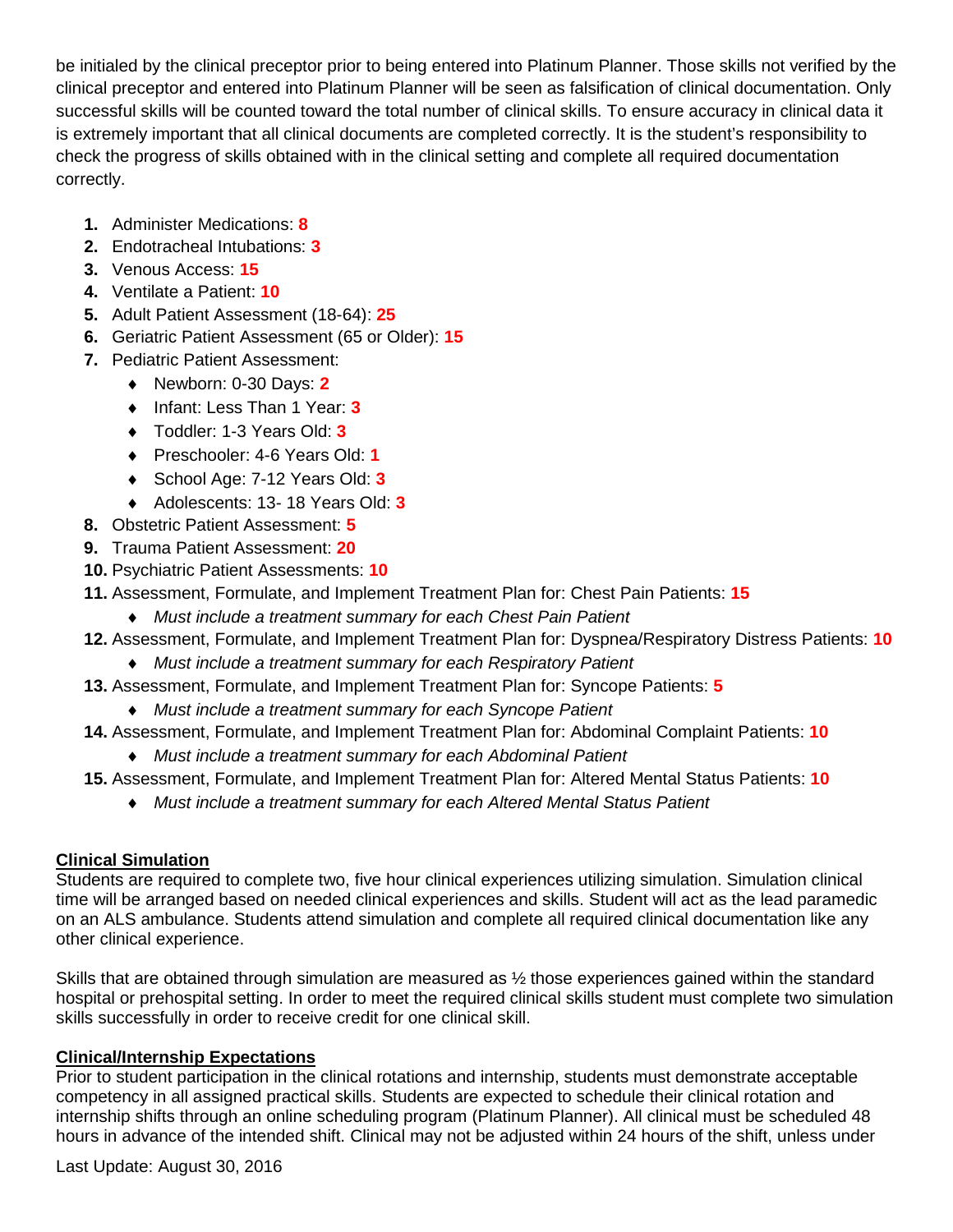be initialed by the clinical preceptor prior to being entered into Platinum Planner. Those skills not verified by the clinical preceptor and entered into Platinum Planner will be seen as falsification of clinical documentation. Only successful skills will be counted toward the total number of clinical skills. To ensure accuracy in clinical data it is extremely important that all clinical documents are completed correctly. It is the student's responsibility to check the progress of skills obtained with in the clinical setting and complete all required documentation correctly.

1. Administer Medications: **8**
2. Endotracheal Intubations: **3**
3. Venous Access: **15**
4. Ventilate a Patient: **10**
5. Adult Patient Assessment (18-64): **25**
6. Geriatric Patient Assessment (65 or Older): **15**
7. Pediatric Patient Assessment:
   - Newborn: 0-30 Days: **2**
   - Infant: Less Than 1 Year: **3**
   - Toddler: 1-3 Years Old: **3**
   - Preschooler: 4-6 Years Old: **1**
   - School Age: 7-12 Years Old: **3**
   - Adolescents: 13- 18 Years Old: **3**
8. Obstetric Patient Assessment: **5**
9. Trauma Patient Assessment: **20**
10. Psychiatric Patient Assessments: **10**
11. Assessment, Formulate, and Implement Treatment Plan for: Chest Pain Patients: **15**
    - *Must include a treatment summary for each Chest Pain Patient*
12. Assessment, Formulate, and Implement Treatment Plan for: Dyspnea/Respiratory Distress Patients: **10**
    - *Must include a treatment summary for each Respiratory Patient*
13. Assessment, Formulate, and Implement Treatment Plan for: Syncope Patients: **5**
    - *Must include a treatment summary for each Syncope Patient*
14. Assessment, Formulate, and Implement Treatment Plan for: Abdominal Complaint Patients: **10**
    - *Must include a treatment summary for each Abdominal Patient*
15. Assessment, Formulate, and Implement Treatment Plan for: Altered Mental Status Patients: **10**
    - *Must include a treatment summary for each Altered Mental Status Patient*

**Clinical Simulation**

Students are required to complete two, five hour clinical experiences utilizing simulation. Simulation clinical time will be arranged based on needed clinical experiences and skills. Student will act as the lead paramedic on an ALS ambulance. Students attend simulation and complete all required clinical documentation like any other clinical experience.

Skills that are obtained through simulation are measured as ½ those experiences gained within the standard hospital or prehospital setting. In order to meet the required clinical skills student must complete two simulation skills successfully in order to receive credit for one clinical skill.

**Clinical/Internship Expectations**

Prior to student participation in the clinical rotations and internship, students must demonstrate acceptable competency in all assigned practical skills. Students are expected to schedule their clinical rotation and internship shifts through an online scheduling program (Platinum Planner). All clinical must be scheduled 48 hours in advance of the intended shift. Clinical may not be adjusted within 24 hours of the shift, unless under

Last Update: August 30, 2016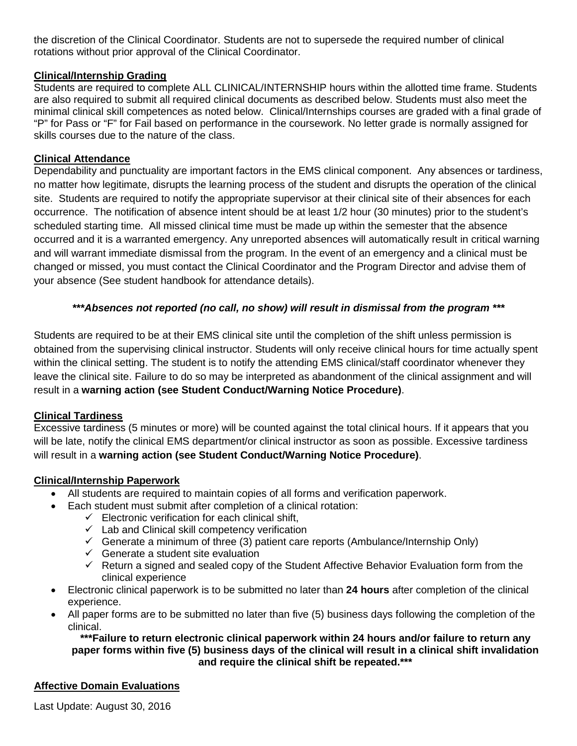the discretion of the Clinical Coordinator. Students are not to supersede the required number of clinical rotations without prior approval of the Clinical Coordinator.

## Clinical/Internship Grading

Students are required to complete ALL CLINICAL/INTERNSHIP hours within the allotted time frame. Students are also required to submit all required clinical documents as described below. Students must also meet the minimal clinical skill competences as noted below. Clinical/Internships courses are graded with a final grade of "P" for Pass or "F" for Fail based on performance in the coursework. No letter grade is normally assigned for skills courses due to the nature of the class.

## Clinical Attendance

Dependability and punctuality are important factors in the EMS clinical component. Any absences or tardiness, no matter how legitimate, disrupts the learning process of the student and disrupts the operation of the clinical site. Students are required to notify the appropriate supervisor at their clinical site of their absences for each occurrence. The notification of absence intent should be at least 1/2 hour (30 minutes) prior to the student's scheduled starting time. All missed clinical time must be made up within the semester that the absence occurred and it is a warranted emergency. Any unreported absences will automatically result in critical warning and will warrant immediate dismissal from the program. In the event of an emergency and a clinical must be changed or missed, you must contact the Clinical Coordinator and the Program Director and advise them of your absence (See student handbook for attendance details).

***\*\*\*Absences not reported (no call, no show) will result in dismissal from the program \*\*\****

Students are required to be at their EMS clinical site until the completion of the shift unless permission is obtained from the supervising clinical instructor. Students will only receive clinical hours for time actually spent within the clinical setting. The student is to notify the attending EMS clinical/staff coordinator whenever they leave the clinical site. Failure to do so may be interpreted as abandonment of the clinical assignment and will result in a **warning action (see Student Conduct/Warning Notice Procedure)**.

## Clinical Tardiness

Excessive tardiness (5 minutes or more) will be counted against the total clinical hours. If it appears that you will be late, notify the clinical EMS department/or clinical instructor as soon as possible. Excessive tardiness will result in a **warning action (see Student Conduct/Warning Notice Procedure)**.

## Clinical/Internship Paperwork

- All students are required to maintain copies of all forms and verification paperwork.
- Each student must submit after completion of a clinical rotation:
  - ✓ Electronic verification for each clinical shift,
  - ✓ Lab and Clinical skill competency verification
  - ✓ Generate a minimum of three (3) patient care reports (Ambulance/Internship Only)
  - ✓ Generate a student site evaluation
  - ✓ Return a signed and sealed copy of the Student Affective Behavior Evaluation form from the clinical experience
- Electronic clinical paperwork is to be submitted no later than **24 hours** after completion of the clinical experience.
- All paper forms are to be submitted no later than five (5) business days following the completion of the clinical.

**\*\*\*Failure to return electronic clinical paperwork within 24 hours and/or failure to return any paper forms within five (5) business days of the clinical will result in a clinical shift invalidation and require the clinical shift be repeated.\*\*\***

## Affective Domain Evaluations

Last Update: August 30, 2016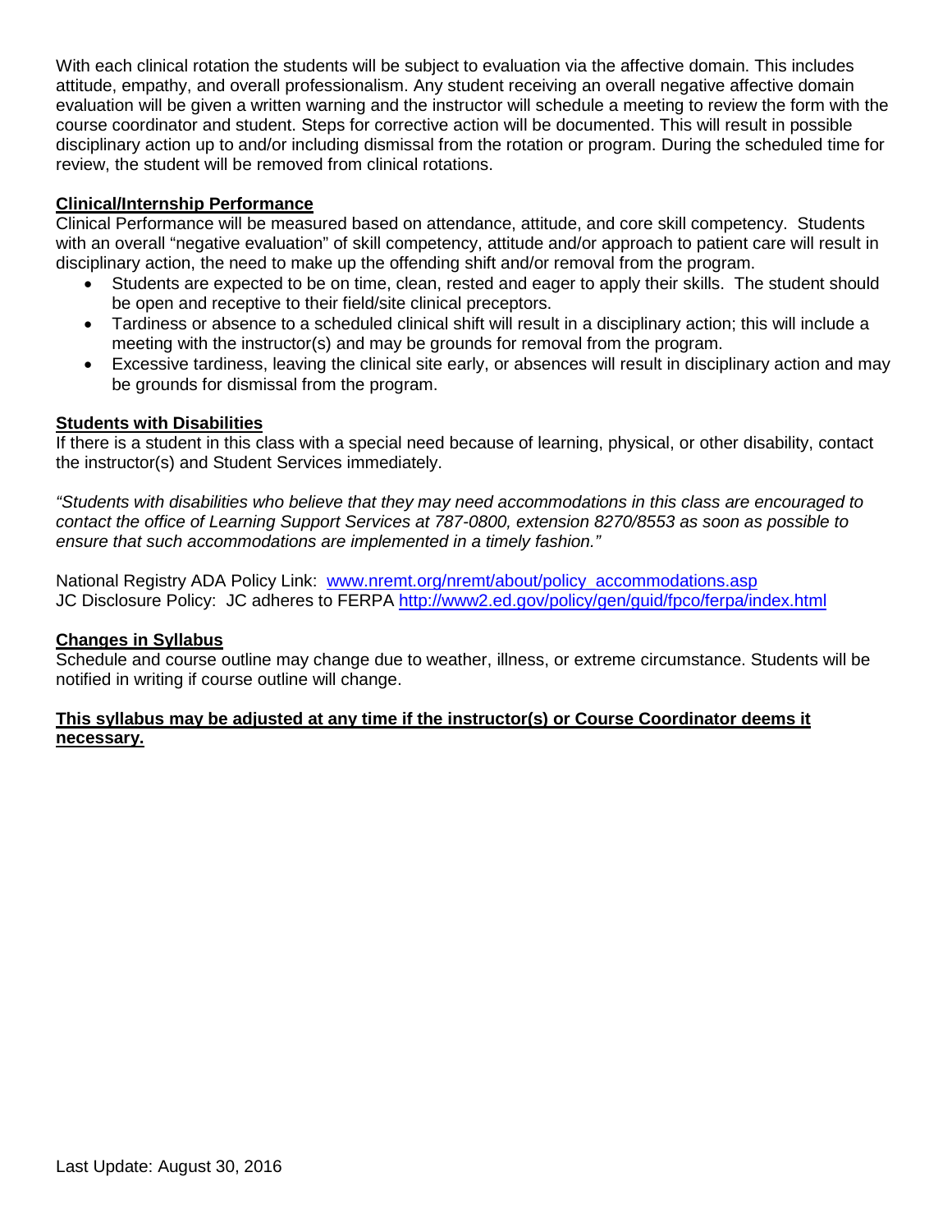With each clinical rotation the students will be subject to evaluation via the affective domain. This includes attitude, empathy, and overall professionalism. Any student receiving an overall negative affective domain evaluation will be given a written warning and the instructor will schedule a meeting to review the form with the course coordinator and student. Steps for corrective action will be documented. This will result in possible disciplinary action up to and/or including dismissal from the rotation or program. During the scheduled time for review, the student will be removed from clinical rotations.

**Clinical/Internship Performance**

Clinical Performance will be measured based on attendance, attitude, and core skill competency. Students with an overall "negative evaluation" of skill competency, attitude and/or approach to patient care will result in disciplinary action, the need to make up the offending shift and/or removal from the program.

- Students are expected to be on time, clean, rested and eager to apply their skills. The student should be open and receptive to their field/site clinical preceptors.
- Tardiness or absence to a scheduled clinical shift will result in a disciplinary action; this will include a meeting with the instructor(s) and may be grounds for removal from the program.
- Excessive tardiness, leaving the clinical site early, or absences will result in disciplinary action and may be grounds for dismissal from the program.

**Students with Disabilities**

If there is a student in this class with a special need because of learning, physical, or other disability, contact the instructor(s) and Student Services immediately.

*"Students with disabilities who believe that they may need accommodations in this class are encouraged to contact the office of Learning Support Services at 787-0800, extension 8270/8553 as soon as possible to ensure that such accommodations are implemented in a timely fashion."*

National Registry ADA Policy Link: www.nremt.org/nremt/about/policy_accommodations.asp
JC Disclosure Policy: JC adheres to FERPA http://www2.ed.gov/policy/gen/guid/fpco/ferpa/index.html

**Changes in Syllabus**

Schedule and course outline may change due to weather, illness, or extreme circumstance. Students will be notified in writing if course outline will change.

**This syllabus may be adjusted at any time if the instructor(s) or Course Coordinator deems it necessary.**

Last Update: August 30, 2016